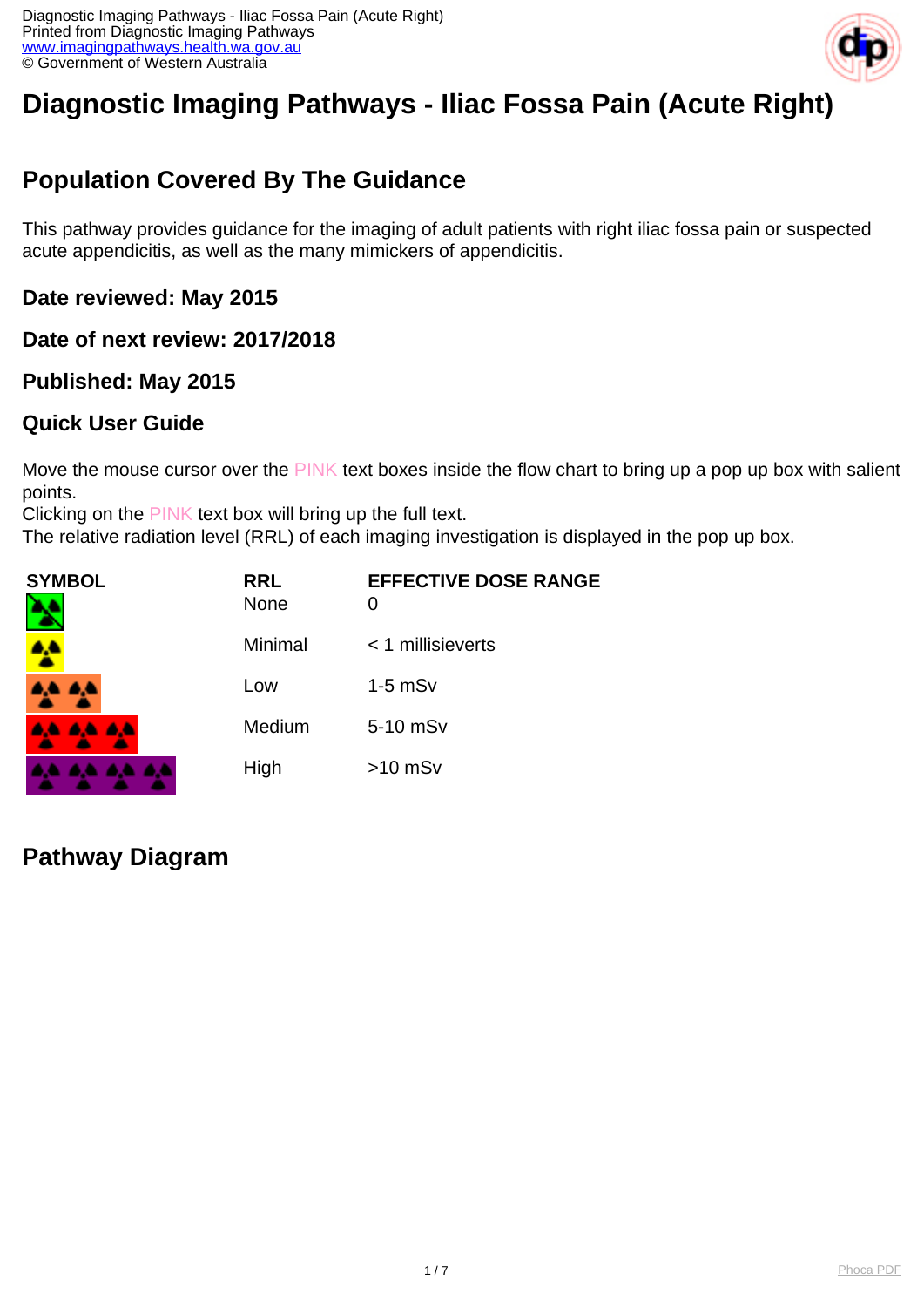# Diagnostic Imaging Pathways - Iliac Fossa Pain (Acute Right)

## Population Covered By The Guidance

This pathway provides guidance for the imaging of adult patients with right iliac fossa pain or suspected acute appendicitis, as well as the many mimickers of appendicitis.

### Date reviewed: May 2015

### Date of next review: 2017/2018

### Published: May 2015

### Quick User Guide

Move the mouse cursor over the PINK text boxes inside the flow chart to bring up a pop up box with salient points.
Clicking on the PINK text box will bring up the full text.
The relative radiation level (RRL) of each imaging investigation is displayed in the pop up box.

| SYMBOL | RRL | EFFECTIVE DOSE RANGE |
| --- | --- | --- |
| | None | 0 |
| | Minimal | < 1 millisieverts |
| | Low | 1-5 mSv |
| | Medium | 5-10 mSv |
| | High | >10 mSv |

## Pathway Diagram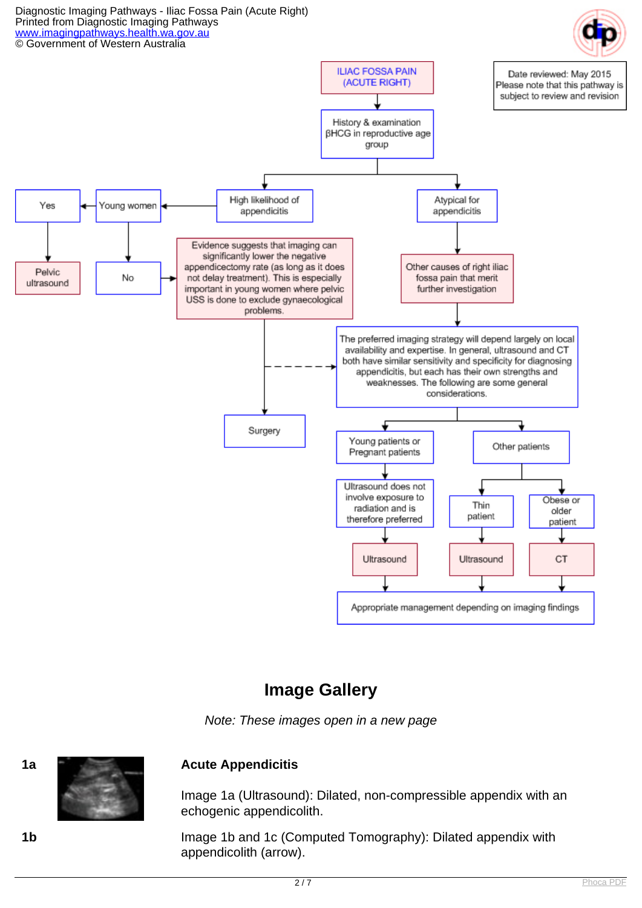ILIAC FOSSA PAIN (ACUTE RIGHT)

Date reviewed: May 2015
Please note that this pathway is subject to review and revision

History & examination
βHCG in reproductive age group

High likelihood of appendicitis → Young women → Yes → Pelvic ultrasound

Young women → No → Evidence suggests that imaging can significantly lower the negative appendicectomy rate (as long as it does not delay treatment). This is especially important in young women where pelvic USS is done to exclude gynaecological problems. → Surgery

Atypical for appendicitis → Other causes of right iliac fossa pain that merit further investigation → The preferred imaging strategy will depend largely on local availability and expertise. In general, ultrasound and CT both have similar sensitivity and specificity for diagnosing appendicitis, but each has their own strengths and weaknesses. The following are some general considerations.

- Young patients or Pregnant patients → Ultrasound does not involve exposure to radiation and is therefore preferred → Ultrasound
- Other patients
  - Thin patient → Ultrasound
  - Obese or older patient → CT

→ Appropriate management depending on imaging findings

## Image Gallery

*Note: These images open in a new page*

**1a** **Acute Appendicitis**

Image 1a (Ultrasound): Dilated, non-compressible appendix with an echogenic appendicolith.

**1b** Image 1b and 1c (Computed Tomography): Dilated appendix with appendicolith (arrow).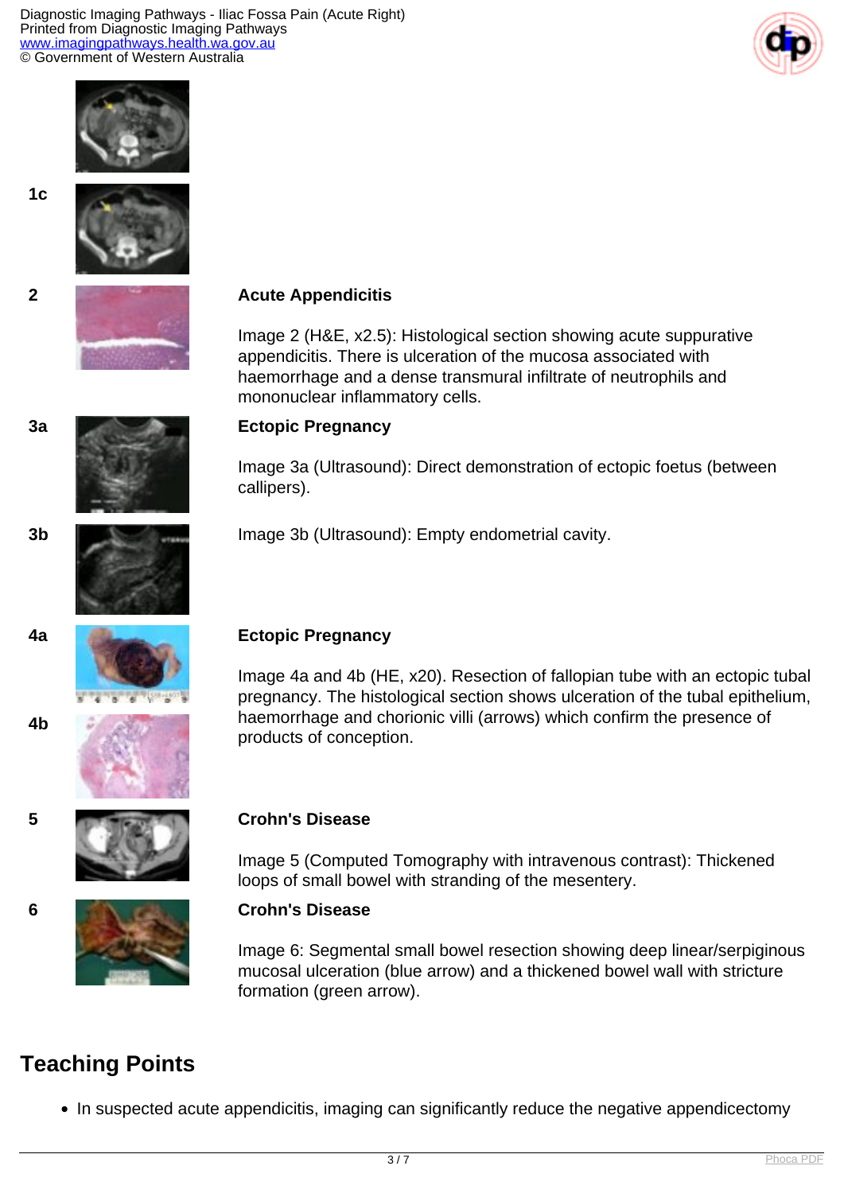1c

2

**Acute Appendicitis**

Image 2 (H&E, x2.5): Histological section showing acute suppurative appendicitis. There is ulceration of the mucosa associated with haemorrhage and a dense transmural infiltrate of neutrophils and mononuclear inflammatory cells.

3a

**Ectopic Pregnancy**

Image 3a (Ultrasound): Direct demonstration of ectopic foetus (between callipers).

3b

Image 3b (Ultrasound): Empty endometrial cavity.

4a

**Ectopic Pregnancy**

4b

Image 4a and 4b (HE, x20). Resection of fallopian tube with an ectopic tubal pregnancy. The histological section shows ulceration of the tubal epithelium, haemorrhage and chorionic villi (arrows) which confirm the presence of products of conception.

5

**Crohn's Disease**

Image 5 (Computed Tomography with intravenous contrast): Thickened loops of small bowel with stranding of the mesentery.

6

**Crohn's Disease**

Image 6: Segmental small bowel resection showing deep linear/serpiginous mucosal ulceration (blue arrow) and a thickened bowel wall with stricture formation (green arrow).

## Teaching Points

- In suspected acute appendicitis, imaging can significantly reduce the negative appendicectomy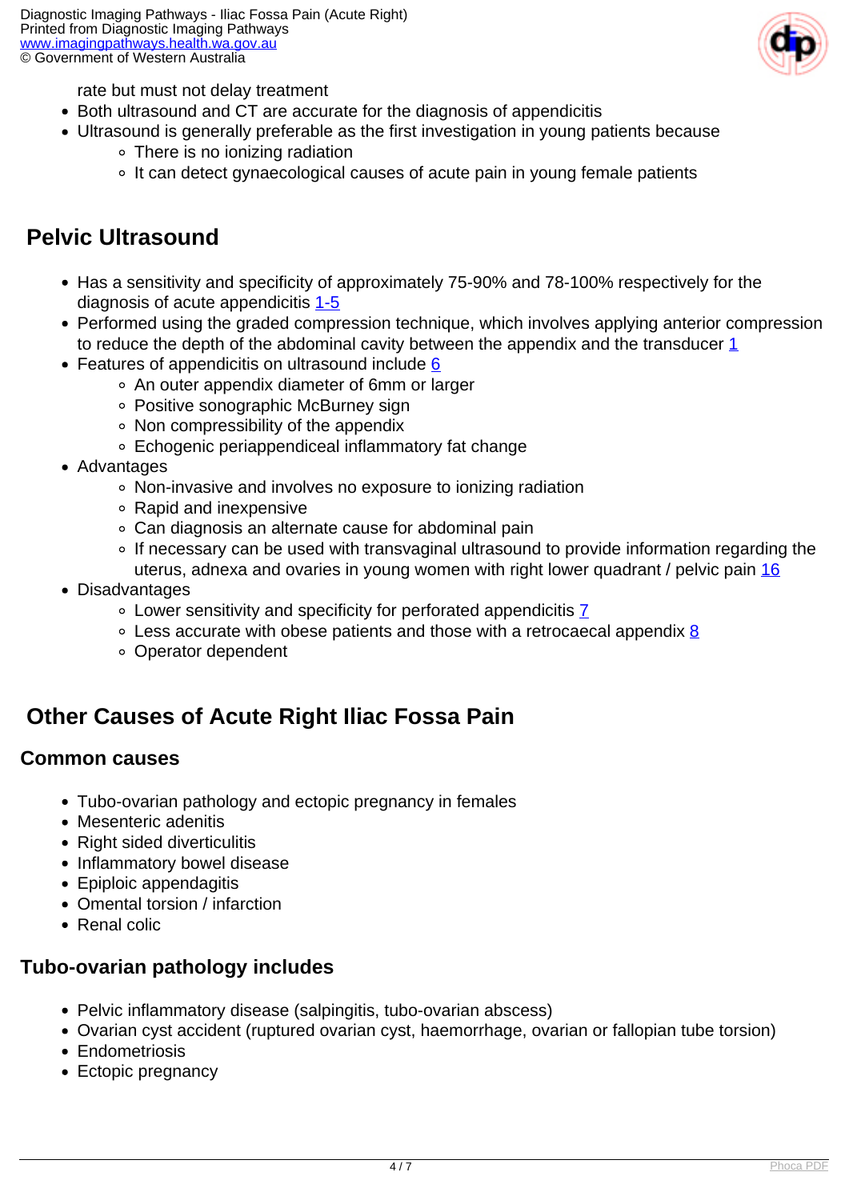rate but must not delay treatment

- Both ultrasound and CT are accurate for the diagnosis of appendicitis
- Ultrasound is generally preferable as the first investigation in young patients because
    - There is no ionizing radiation
    - It can detect gynaecological causes of acute pain in young female patients

## Pelvic Ultrasound

- Has a sensitivity and specificity of approximately 75-90% and 78-100% respectively for the diagnosis of acute appendicitis 1-5
- Performed using the graded compression technique, which involves applying anterior compression to reduce the depth of the abdominal cavity between the appendix and the transducer 1
- Features of appendicitis on ultrasound include 6
    - An outer appendix diameter of 6mm or larger
    - Positive sonographic McBurney sign
    - Non compressibility of the appendix
    - Echogenic periappendiceal inflammatory fat change
- Advantages
    - Non-invasive and involves no exposure to ionizing radiation
    - Rapid and inexpensive
    - Can diagnosis an alternate cause for abdominal pain
    - If necessary can be used with transvaginal ultrasound to provide information regarding the uterus, adnexa and ovaries in young women with right lower quadrant / pelvic pain 16
- Disadvantages
    - Lower sensitivity and specificity for perforated appendicitis 7
    - Less accurate with obese patients and those with a retrocaecal appendix 8
    - Operator dependent

## Other Causes of Acute Right Iliac Fossa Pain

### Common causes

- Tubo-ovarian pathology and ectopic pregnancy in females
- Mesenteric adenitis
- Right sided diverticulitis
- Inflammatory bowel disease
- Epiploic appendagitis
- Omental torsion / infarction
- Renal colic

### Tubo-ovarian pathology includes

- Pelvic inflammatory disease (salpingitis, tubo-ovarian abscess)
- Ovarian cyst accident (ruptured ovarian cyst, haemorrhage, ovarian or fallopian tube torsion)
- Endometriosis
- Ectopic pregnancy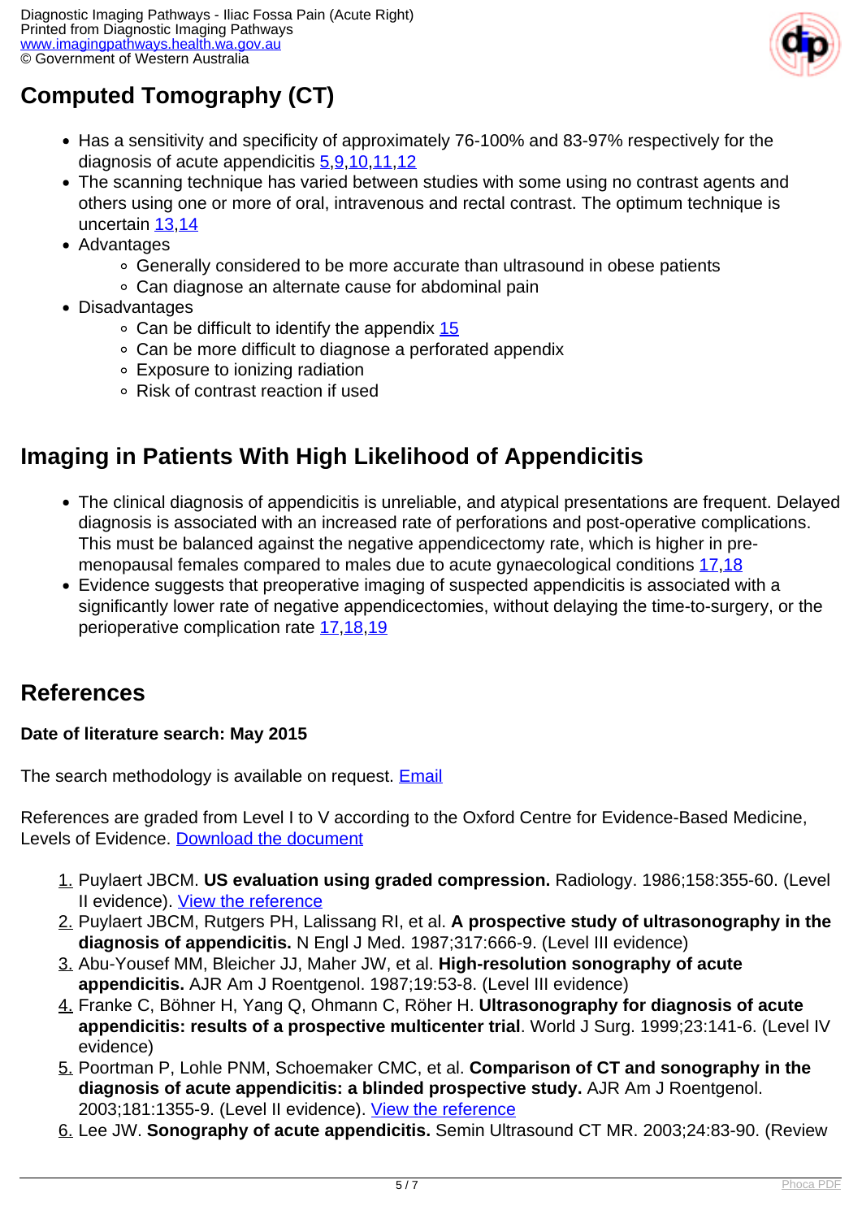## Computed Tomography (CT)

- Has a sensitivity and specificity of approximately 76-100% and 83-97% respectively for the diagnosis of acute appendicitis 5,9,10,11,12
- The scanning technique has varied between studies with some using no contrast agents and others using one or more of oral, intravenous and rectal contrast. The optimum technique is uncertain 13,14
- Advantages
  - Generally considered to be more accurate than ultrasound in obese patients
  - Can diagnose an alternate cause for abdominal pain
- Disadvantages
  - Can be difficult to identify the appendix 15
  - Can be more difficult to diagnose a perforated appendix
  - Exposure to ionizing radiation
  - Risk of contrast reaction if used

## Imaging in Patients With High Likelihood of Appendicitis

- The clinical diagnosis of appendicitis is unreliable, and atypical presentations are frequent. Delayed diagnosis is associated with an increased rate of perforations and post-operative complications. This must be balanced against the negative appendicectomy rate, which is higher in pre-menopausal females compared to males due to acute gynaecological conditions 17,18
- Evidence suggests that preoperative imaging of suspected appendicitis is associated with a significantly lower rate of negative appendicectomies, without delaying the time-to-surgery, or the perioperative complication rate 17,18,19

## References

**Date of literature search: May 2015**

The search methodology is available on request. Email

References are graded from Level I to V according to the Oxford Centre for Evidence-Based Medicine, Levels of Evidence. Download the document

1. Puylaert JBCM. **US evaluation using graded compression.** Radiology. 1986;158:355-60. (Level II evidence). View the reference
2. Puylaert JBCM, Rutgers PH, Lalissang RI, et al. **A prospective study of ultrasonography in the diagnosis of appendicitis.** N Engl J Med. 1987;317:666-9. (Level III evidence)
3. Abu-Yousef MM, Bleicher JJ, Maher JW, et al. **High-resolution sonography of acute appendicitis.** AJR Am J Roentgenol. 1987;19:53-8. (Level III evidence)
4. Franke C, Böhner H, Yang Q, Ohmann C, Röher H. **Ultrasonography for diagnosis of acute appendicitis: results of a prospective multicenter trial**. World J Surg. 1999;23:141-6. (Level IV evidence)
5. Poortman P, Lohle PNM, Schoemaker CMC, et al. **Comparison of CT and sonography in the diagnosis of acute appendicitis: a blinded prospective study.** AJR Am J Roentgenol. 2003;181:1355-9. (Level II evidence). View the reference
6. Lee JW. **Sonography of acute appendicitis.** Semin Ultrasound CT MR. 2003;24:83-90. (Review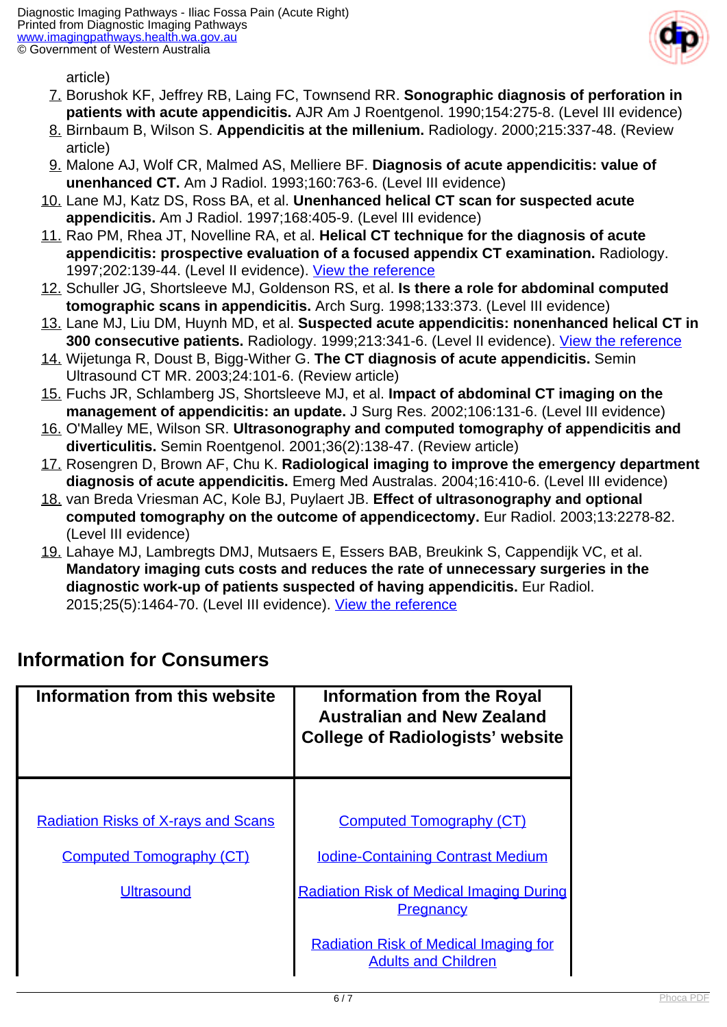article)

7. Borushok KF, Jeffrey RB, Laing FC, Townsend RR. **Sonographic diagnosis of perforation in patients with acute appendicitis.** AJR Am J Roentgenol. 1990;154:275-8. (Level III evidence)
8. Birnbaum B, Wilson S. **Appendicitis at the millenium.** Radiology. 2000;215:337-48. (Review article)
9. Malone AJ, Wolf CR, Malmed AS, Melliere BF. **Diagnosis of acute appendicitis: value of unenhanced CT.** Am J Radiol. 1993;160:763-6. (Level III evidence)
10. Lane MJ, Katz DS, Ross BA, et al. **Unenhanced helical CT scan for suspected acute appendicitis.** Am J Radiol. 1997;168:405-9. (Level III evidence)
11. Rao PM, Rhea JT, Novelline RA, et al. **Helical CT technique for the diagnosis of acute appendicitis: prospective evaluation of a focused appendix CT examination.** Radiology. 1997;202:139-44. (Level II evidence). View the reference
12. Schuller JG, Shortsleeve MJ, Goldenson RS, et al. **Is there a role for abdominal computed tomographic scans in appendicitis.** Arch Surg. 1998;133:373. (Level III evidence)
13. Lane MJ, Liu DM, Huynh MD, et al. **Suspected acute appendicitis: nonenhanced helical CT in 300 consecutive patients.** Radiology. 1999;213:341-6. (Level II evidence). View the reference
14. Wijetunga R, Doust B, Bigg-Wither G. **The CT diagnosis of acute appendicitis.** Semin Ultrasound CT MR. 2003;24:101-6. (Review article)
15. Fuchs JR, Schlamberg JS, Shortsleeve MJ, et al. **Impact of abdominal CT imaging on the management of appendicitis: an update.** J Surg Res. 2002;106:131-6. (Level III evidence)
16. O'Malley ME, Wilson SR. **Ultrasonography and computed tomography of appendicitis and diverticulitis.** Semin Roentgenol. 2001;36(2):138-47. (Review article)
17. Rosengren D, Brown AF, Chu K. **Radiological imaging to improve the emergency department diagnosis of acute appendicitis.** Emerg Med Australas. 2004;16:410-6. (Level III evidence)
18. van Breda Vriesman AC, Kole BJ, Puylaert JB. **Effect of ultrasonography and optional computed tomography on the outcome of appendicectomy.** Eur Radiol. 2003;13:2278-82. (Level III evidence)
19. Lahaye MJ, Lambregts DMJ, Mutsaers E, Essers BAB, Breukink S, Cappendijk VC, et al. **Mandatory imaging cuts costs and reduces the rate of unnecessary surgeries in the diagnostic work-up of patients suspected of having appendicitis.** Eur Radiol. 2015;25(5):1464-70. (Level III evidence). View the reference

## Information for Consumers

| Information from this website | Information from the Royal Australian and New Zealand College of Radiologists' website |
|---|---|
| Radiation Risks of X-rays and Scans<br><br>Computed Tomography (CT)<br><br>Ultrasound | Computed Tomography (CT)<br><br>Iodine-Containing Contrast Medium<br><br>Radiation Risk of Medical Imaging During Pregnancy<br><br>Radiation Risk of Medical Imaging for Adults and Children |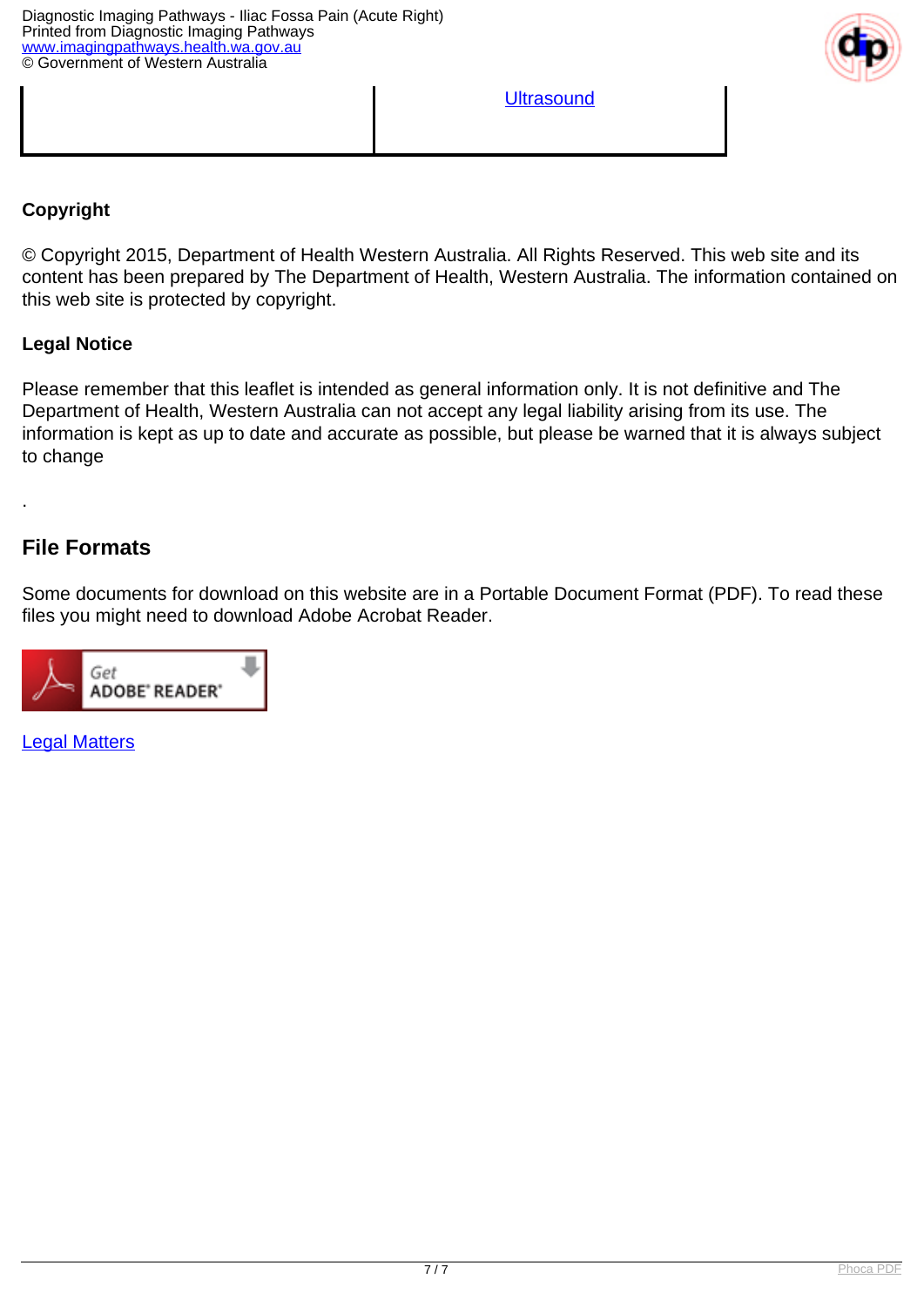| | |
|---|---|
| | Ultrasound |

**Copyright**

© Copyright 2015, Department of Health Western Australia. All Rights Reserved. This web site and its content has been prepared by The Department of Health, Western Australia. The information contained on this web site is protected by copyright.

**Legal Notice**

Please remember that this leaflet is intended as general information only. It is not definitive and The Department of Health, Western Australia can not accept any legal liability arising from its use. The information is kept as up to date and accurate as possible, but please be warned that it is always subject to change

.

## File Formats

Some documents for download on this website are in a Portable Document Format (PDF). To read these files you might need to download Adobe Acrobat Reader.

Legal Matters